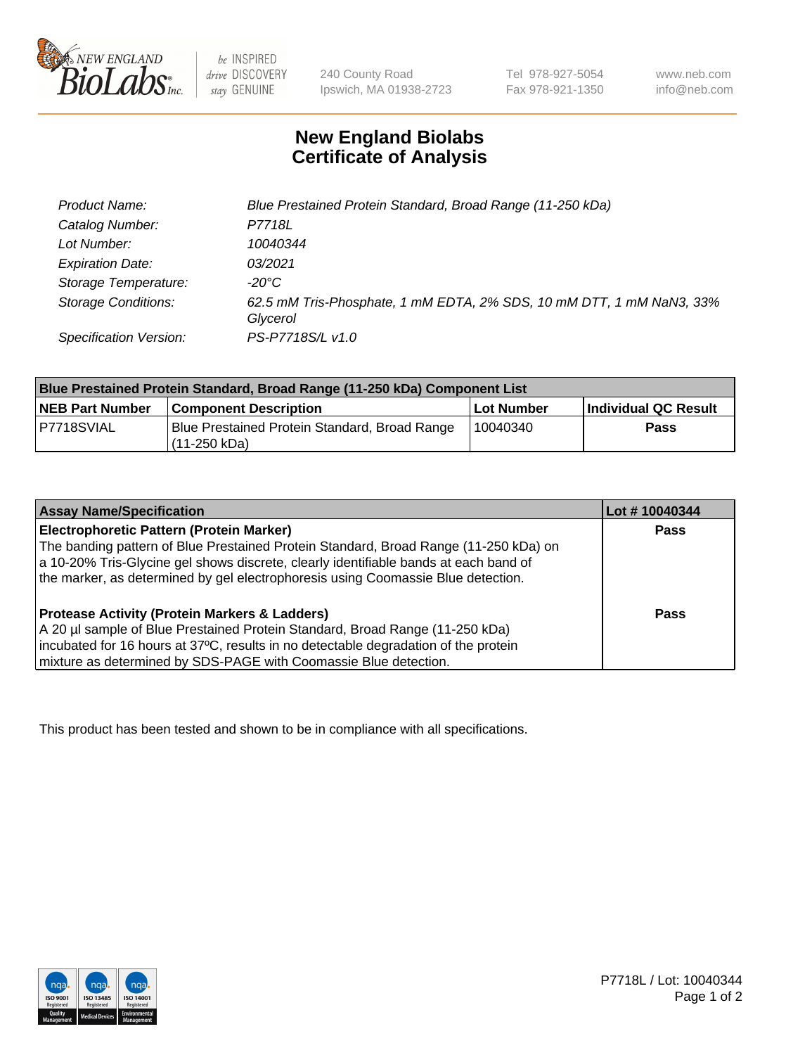# New England Biolabs Certificate of Analysis

| | |
|---|---|
| Product Name: | Blue Prestained Protein Standard, Broad Range (11-250 kDa) |
| Catalog Number: | P7718L |
| Lot Number: | 10040344 |
| Expiration Date: | 03/2021 |
| Storage Temperature: | -20°C |
| Storage Conditions: | 62.5 mM Tris-Phosphate, 1 mM EDTA, 2% SDS, 10 mM DTT, 1 mM NaN3, 33% Glycerol |
| Specification Version: | PS-P7718S/L v1.0 |

| Blue Prestained Protein Standard, Broad Range (11-250 kDa) Component List | | | |
|---|---|---|---|
| **NEB Part Number** | **Component Description** | **Lot Number** | **Individual QC Result** |
| P7718SVIAL | Blue Prestained Protein Standard, Broad Range (11-250 kDa) | 10040340 | **Pass** |

| Assay Name/Specification | Lot # 10040344 |
|---|---|
| **Electrophoretic Pattern (Protein Marker)**<br>The banding pattern of Blue Prestained Protein Standard, Broad Range (11-250 kDa) on a 10-20% Tris-Glycine gel shows discrete, clearly identifiable bands at each band of the marker, as determined by gel electrophoresis using Coomassie Blue detection. | **Pass** |
| **Protease Activity (Protein Markers & Ladders)**<br>A 20 µl sample of Blue Prestained Protein Standard, Broad Range (11-250 kDa) incubated for 16 hours at 37ºC, results in no detectable degradation of the protein mixture as determined by SDS-PAGE with Coomassie Blue detection. | **Pass** |

This product has been tested and shown to be in compliance with all specifications.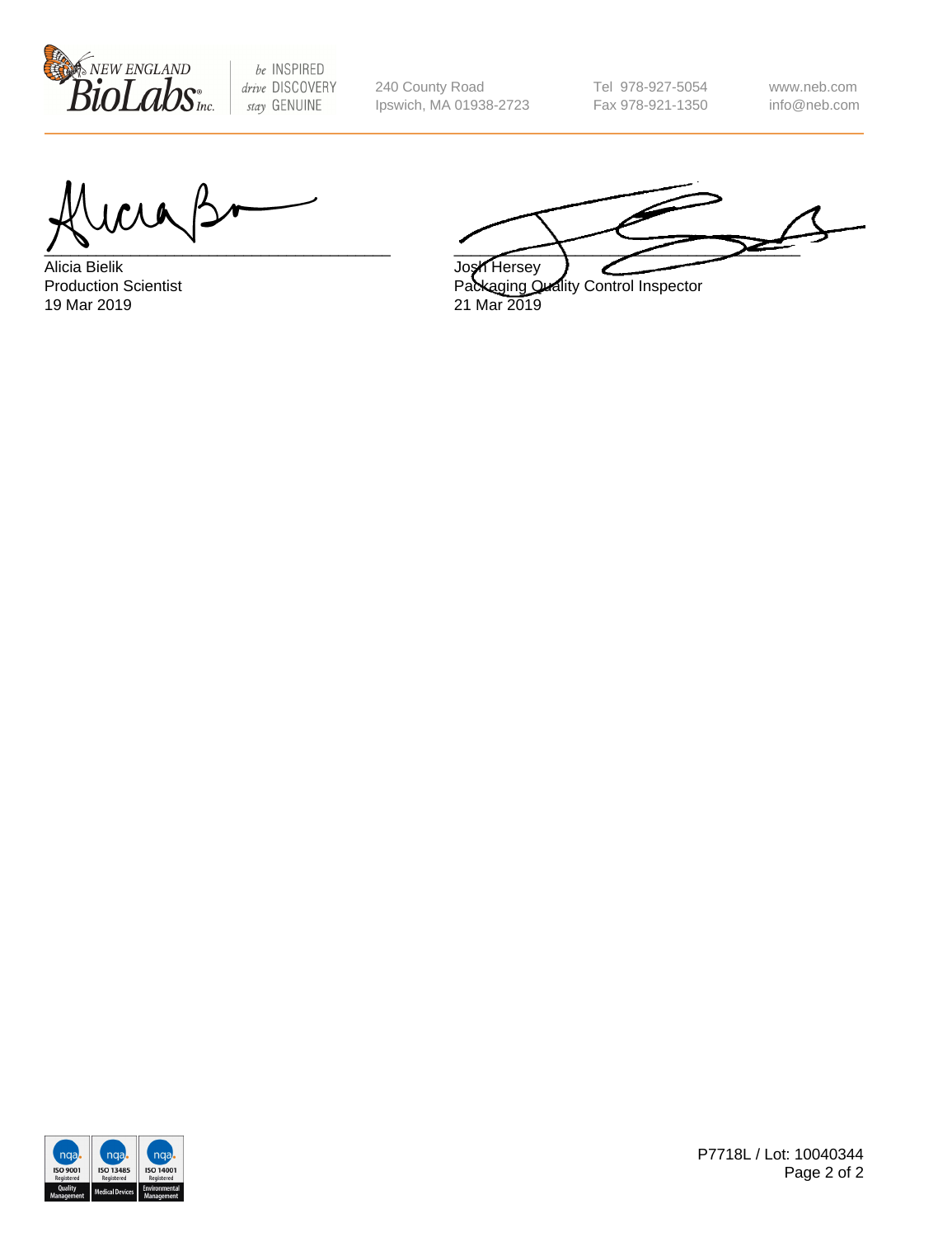Alicia Bielik
Production Scientist
19 Mar 2019

Josh Hersey
Packaging Quality Control Inspector
21 Mar 2019

P7718L / Lot: 10040344